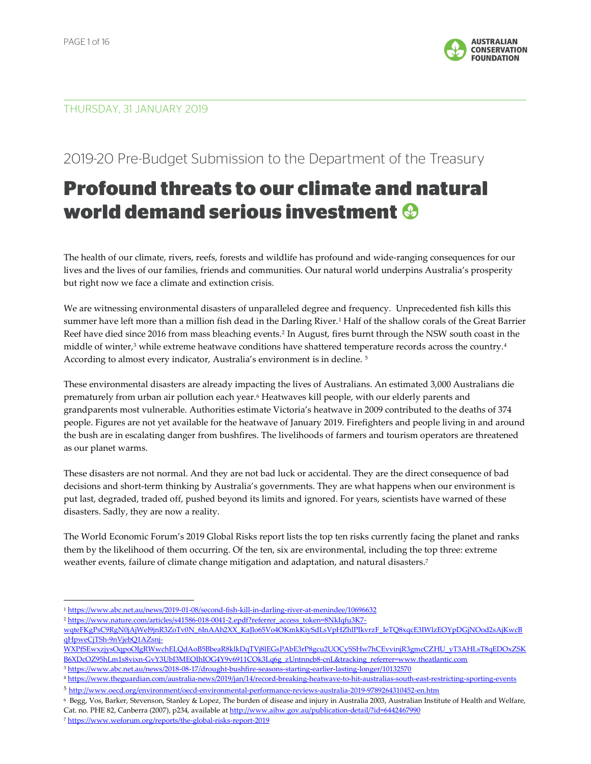THURSDAY, 31 JANUARY 2019

## 2019-20 Pre-Budget Submission to the Department of the Treasury

# Profound threats to our climate and natural world demand serious investment

The health of our climate, rivers, reefs, forests and wildlife has profound and wide-ranging consequences for our lives and the lives of our families, friends and communities. Our natural world underpins Australia's prosperity but right now we face a climate and extinction crisis.

We are witnessing environmental disasters of unparalleled degree and frequency. Unprecedented fish kills this summer have left more than a million fish dead in the Darling River.[1] Half of the shallow corals of the Great Barrier Reef have died since 2016 from mass bleaching events.[2] In August, fires burnt through the NSW south coast in the middle of winter,[3] while extreme heatwave conditions have shattered temperature records across the country.[4] According to almost every indicator, Australia's environment is in decline.[5]

These environmental disasters are already impacting the lives of Australians. An estimated 3,000 Australians die prematurely from urban air pollution each year.[6] Heatwaves kill people, with our elderly parents and grandparents most vulnerable. Authorities estimate Victoria's heatwave in 2009 contributed to the deaths of 374 people. Figures are not yet available for the heatwave of January 2019. Firefighters and people living in and around the bush are in escalating danger from bushfires. The livelihoods of farmers and tourism operators are threatened as our planet warms.

These disasters are not normal. And they are not bad luck or accidental. They are the direct consequence of bad decisions and short-term thinking by Australia's governments. They are what happens when our environment is put last, degraded, traded off, pushed beyond its limits and ignored. For years, scientists have warned of these disasters. Sadly, they are now a reality.

The World Economic Forum's 2019 Global Risks report lists the top ten risks currently facing the planet and ranks them by the likelihood of them occurring. Of the ten, six are environmental, including the top three: extreme weather events, failure of climate change mitigation and adaptation, and natural disasters.[7]

---

[1] https://www.abc.net.au/news/2019-01-08/second-fish-kill-in-darling-river-at-menindee/10696632

[2] https://www.nature.com/articles/s41586-018-0041-2.epdf?referrer_access_token=8NkIqfu3K7-wqteFKgPsC9RgN0jAjWel9jnR3ZoTv0N_6InAAh2XX_KaJlo65Vo4OKmkKiySdLsVpHZhlPIkvrzF_IeTQ8xqcE3IWlzEOYpDGjNOod2sAjKwcBqHpweCjTSh-9nVjebQ1AZsnj-WXPfSEwxzjysOqpoOIgRWwchELQdAoB5BbeaR8klkDqTVj8lEGsPAbE3rP8gcu2UOCySSHw7hCEvvinjR3gmcCZHU_yT3AHLsT8qEDOxZSKB6XDcOZ95hLm1s8vixn-GvY3UbJ3MEQIhIOG4Y9v6911COk3Lq6g_zUntnncb8-cnL&tracking_referrer=www.theatlantic.com

[3] https://www.abc.net.au/news/2018-08-17/drought-bushfire-seasons-starting-earlier-lasting-longer/10132570

[4] https://www.theguardian.com/australia-news/2019/jan/14/record-breaking-heatwave-to-hit-australias-south-east-restricting-sporting-events

[5] http://www.oecd.org/environment/oecd-environmental-performance-reviews-australia-2019-9789264310452-en.htm

[6] Begg, Vos, Barker, Stevenson, Stanley & Lopez, The burden of disease and injury in Australia 2003, Australian Institute of Health and Welfare, Cat. no. PHE 82, Canberra (2007), p234, available at http://www.aihw.gov.au/publication-detail/?id=6442467990

[7] https://www.weforum.org/reports/the-global-risks-report-2019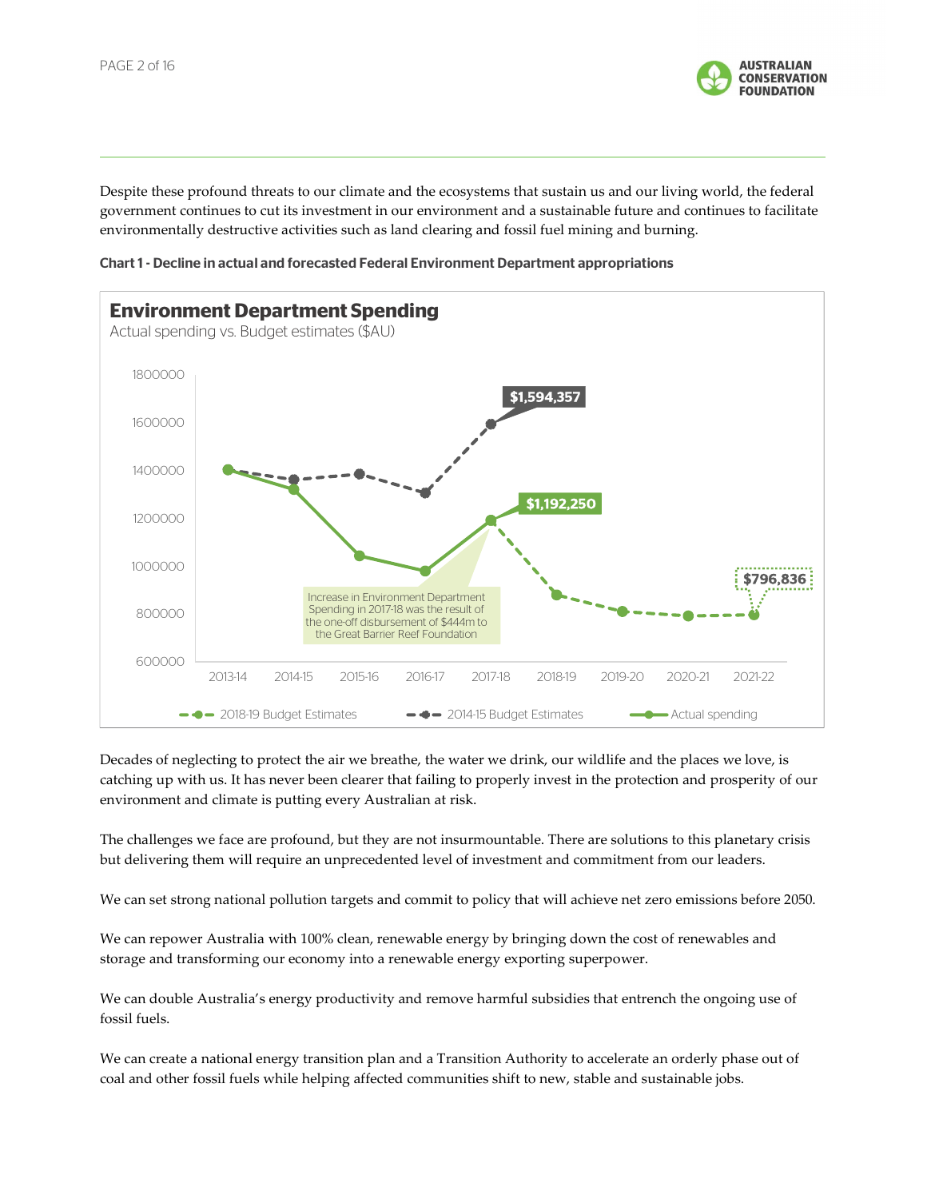Despite these profound threats to our climate and the ecosystems that sustain us and our living world, the federal government continues to cut its investment in our environment and a sustainable future and continues to facilitate environmentally destructive activities such as land clearing and fossil fuel mining and burning.

**Chart 1 - Decline in actual and forecasted Federal Environment Department appropriations**

**Environment Department Spending**
Actual spending vs. Budget estimates ($AU)

Increase in Environment Department Spending in 2017-18 was the result of the one-off disbursement of $444m to the Great Barrier Reef Foundation

Decades of neglecting to protect the air we breathe, the water we drink, our wildlife and the places we love, is catching up with us. It has never been clearer that failing to properly invest in the protection and prosperity of our environment and climate is putting every Australian at risk.

The challenges we face are profound, but they are not insurmountable. There are solutions to this planetary crisis but delivering them will require an unprecedented level of investment and commitment from our leaders.

We can set strong national pollution targets and commit to policy that will achieve net zero emissions before 2050.

We can repower Australia with 100% clean, renewable energy by bringing down the cost of renewables and storage and transforming our economy into a renewable energy exporting superpower.

We can double Australia's energy productivity and remove harmful subsidies that entrench the ongoing use of fossil fuels.

We can create a national energy transition plan and a Transition Authority to accelerate an orderly phase out of coal and other fossil fuels while helping affected communities shift to new, stable and sustainable jobs.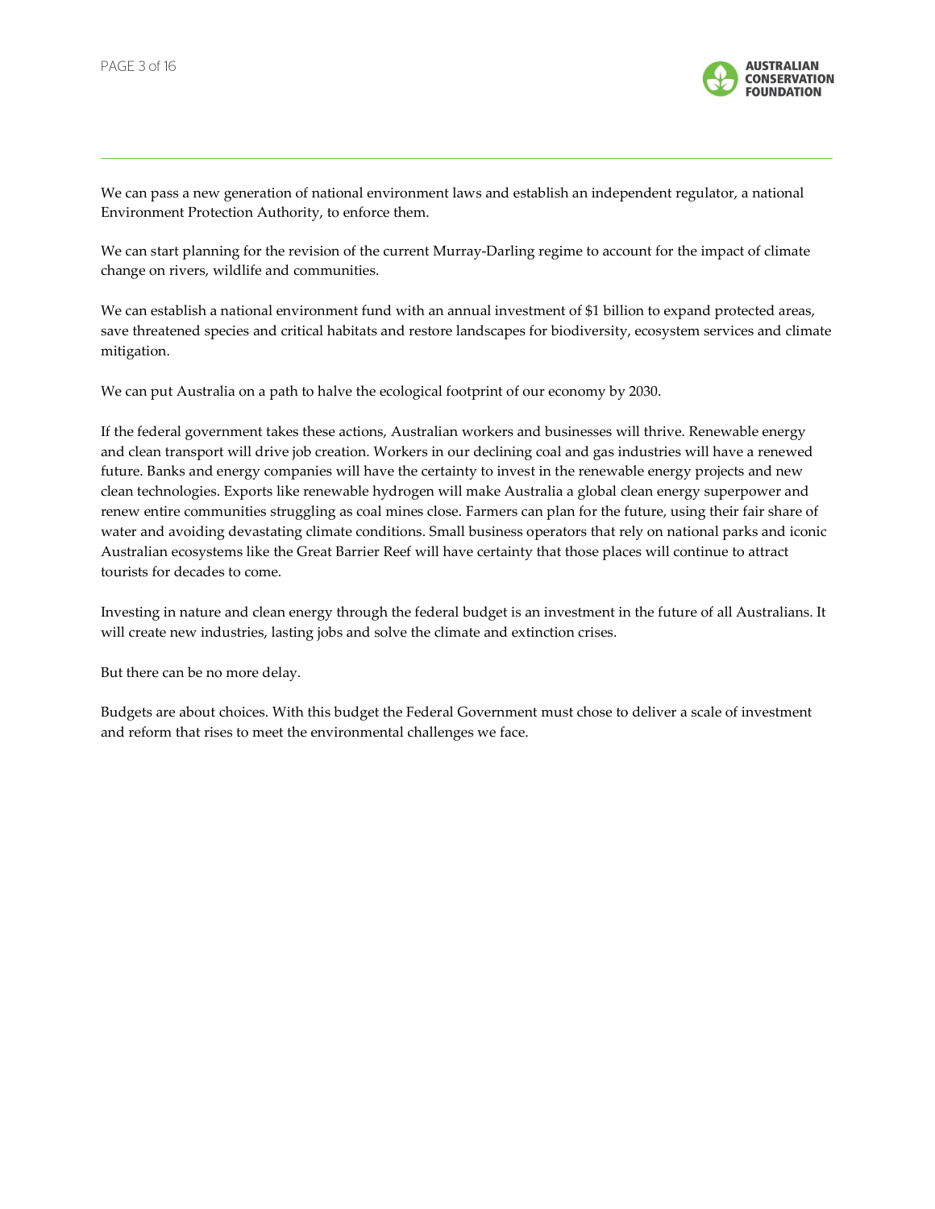We can pass a new generation of national environment laws and establish an independent regulator, a national Environment Protection Authority, to enforce them.

We can start planning for the revision of the current Murray-Darling regime to account for the impact of climate change on rivers, wildlife and communities.

We can establish a national environment fund with an annual investment of $1 billion to expand protected areas, save threatened species and critical habitats and restore landscapes for biodiversity, ecosystem services and climate mitigation.

We can put Australia on a path to halve the ecological footprint of our economy by 2030.

If the federal government takes these actions, Australian workers and businesses will thrive. Renewable energy and clean transport will drive job creation. Workers in our declining coal and gas industries will have a renewed future. Banks and energy companies will have the certainty to invest in the renewable energy projects and new clean technologies. Exports like renewable hydrogen will make Australia a global clean energy superpower and renew entire communities struggling as coal mines close. Farmers can plan for the future, using their fair share of water and avoiding devastating climate conditions. Small business operators that rely on national parks and iconic Australian ecosystems like the Great Barrier Reef will have certainty that those places will continue to attract tourists for decades to come.

Investing in nature and clean energy through the federal budget is an investment in the future of all Australians. It will create new industries, lasting jobs and solve the climate and extinction crises.

But there can be no more delay.

Budgets are about choices. With this budget the Federal Government must chose to deliver a scale of investment and reform that rises to meet the environmental challenges we face.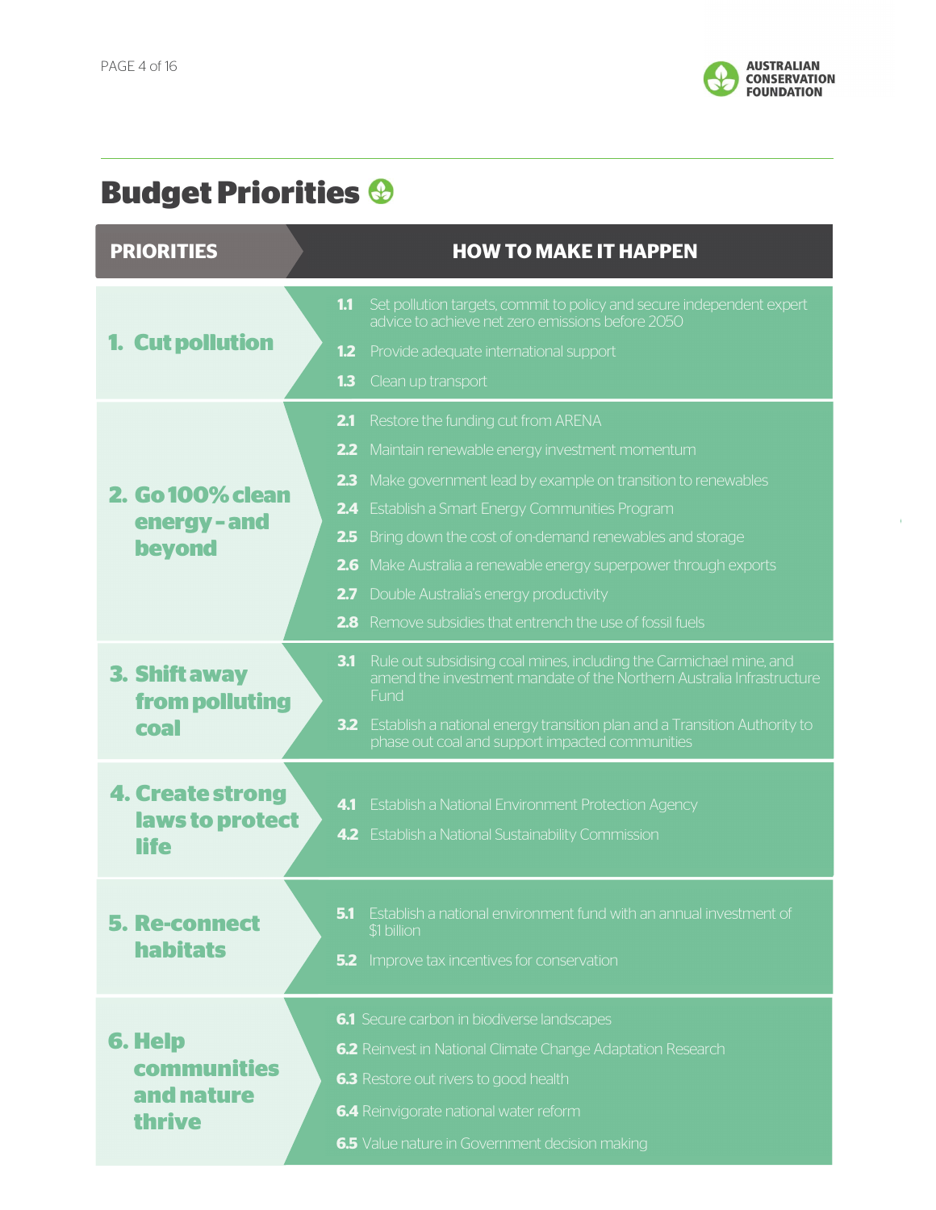# Budget Priorities

| PRIORITIES | HOW TO MAKE IT HAPPEN |
|---|---|
| **1. Cut pollution** | **1.1** Set pollution targets, commit to policy and secure independent expert advice to achieve net zero emissions before 2050<br>**1.2** Provide adequate international support<br>**1.3** Clean up transport |
| **2. Go 100% clean energy - and beyond** | **2.1** Restore the funding cut from ARENA<br>**2.2** Maintain renewable energy investment momentum<br>**2.3** Make government lead by example on transition to renewables<br>**2.4** Establish a Smart Energy Communities Program<br>**2.5** Bring down the cost of on-demand renewables and storage<br>**2.6** Make Australia a renewable energy superpower through exports<br>**2.7** Double Australia's energy productivity<br>**2.8** Remove subsidies that entrench the use of fossil fuels |
| **3. Shift away from polluting coal** | **3.1** Rule out subsidising coal mines, including the Carmichael mine, and amend the investment mandate of the Northern Australia Infrastructure Fund<br>**3.2** Establish a national energy transition plan and a Transition Authority to phase out coal and support impacted communities |
| **4. Create strong laws to protect life** | **4.1** Establish a National Environment Protection Agency<br>**4.2** Establish a National Sustainability Commission |
| **5. Re-connect habitats** | **5.1** Establish a national environment fund with an annual investment of $1 billion<br>**5.2** Improve tax incentives for conservation |
| **6. Help communities and nature thrive** | **6.1** Secure carbon in biodiverse landscapes<br>**6.2** Reinvest in National Climate Change Adaptation Research<br>**6.3** Restore out rivers to good health<br>**6.4** Reinvigorate national water reform<br>**6.5** Value nature in Government decision making |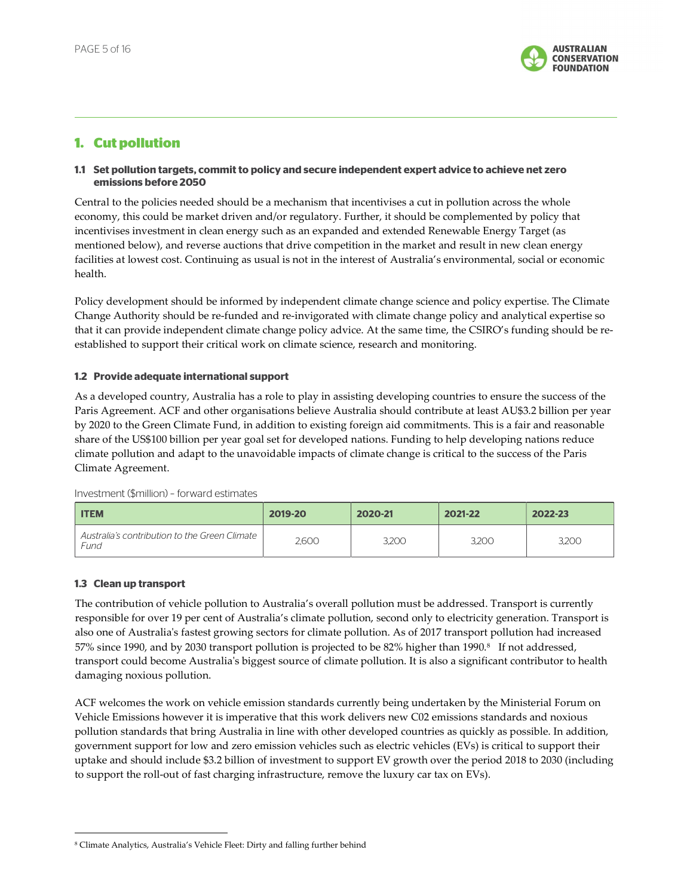## 1. Cut pollution

### 1.1 Set pollution targets, commit to policy and secure independent expert advice to achieve net zero emissions before 2050

Central to the policies needed should be a mechanism that incentivises a cut in pollution across the whole economy, this could be market driven and/or regulatory. Further, it should be complemented by policy that incentivises investment in clean energy such as an expanded and extended Renewable Energy Target (as mentioned below), and reverse auctions that drive competition in the market and result in new clean energy facilities at lowest cost. Continuing as usual is not in the interest of Australia's environmental, social or economic health.

Policy development should be informed by independent climate change science and policy expertise. The Climate Change Authority should be re-funded and re-invigorated with climate change policy and analytical expertise so that it can provide independent climate change policy advice. At the same time, the CSIRO's funding should be re-established to support their critical work on climate science, research and monitoring.

### 1.2 Provide adequate international support

As a developed country, Australia has a role to play in assisting developing countries to ensure the success of the Paris Agreement. ACF and other organisations believe Australia should contribute at least AU$3.2 billion per year by 2020 to the Green Climate Fund, in addition to existing foreign aid commitments. This is a fair and reasonable share of the US$100 billion per year goal set for developed nations. Funding to help developing nations reduce climate pollution and adapt to the unavoidable impacts of climate change is critical to the success of the Paris Climate Agreement.

Investment ($million) – forward estimates

| ITEM | 2019-20 | 2020-21 | 2021-22 | 2022-23 |
|---|---|---|---|---|
| *Australia's contribution to the Green Climate Fund* | 2,600 | 3,200 | 3,200 | 3,200 |

### 1.3 Clean up transport

The contribution of vehicle pollution to Australia's overall pollution must be addressed. Transport is currently responsible for over 19 per cent of Australia's climate pollution, second only to electricity generation. Transport is also one of Australia's fastest growing sectors for climate pollution. As of 2017 transport pollution had increased 57% since 1990, and by 2030 transport pollution is projected to be 82% higher than 1990.[8] If not addressed, transport could become Australia's biggest source of climate pollution. It is also a significant contributor to health damaging noxious pollution.

ACF welcomes the work on vehicle emission standards currently being undertaken by the Ministerial Forum on Vehicle Emissions however it is imperative that this work delivers new C02 emissions standards and noxious pollution standards that bring Australia in line with other developed countries as quickly as possible. In addition, government support for low and zero emission vehicles such as electric vehicles (EVs) is critical to support their uptake and should include $3.2 billion of investment to support EV growth over the period 2018 to 2030 (including to support the roll-out of fast charging infrastructure, remove the luxury car tax on EVs).

[8] Climate Analytics, Australia's Vehicle Fleet: Dirty and falling further behind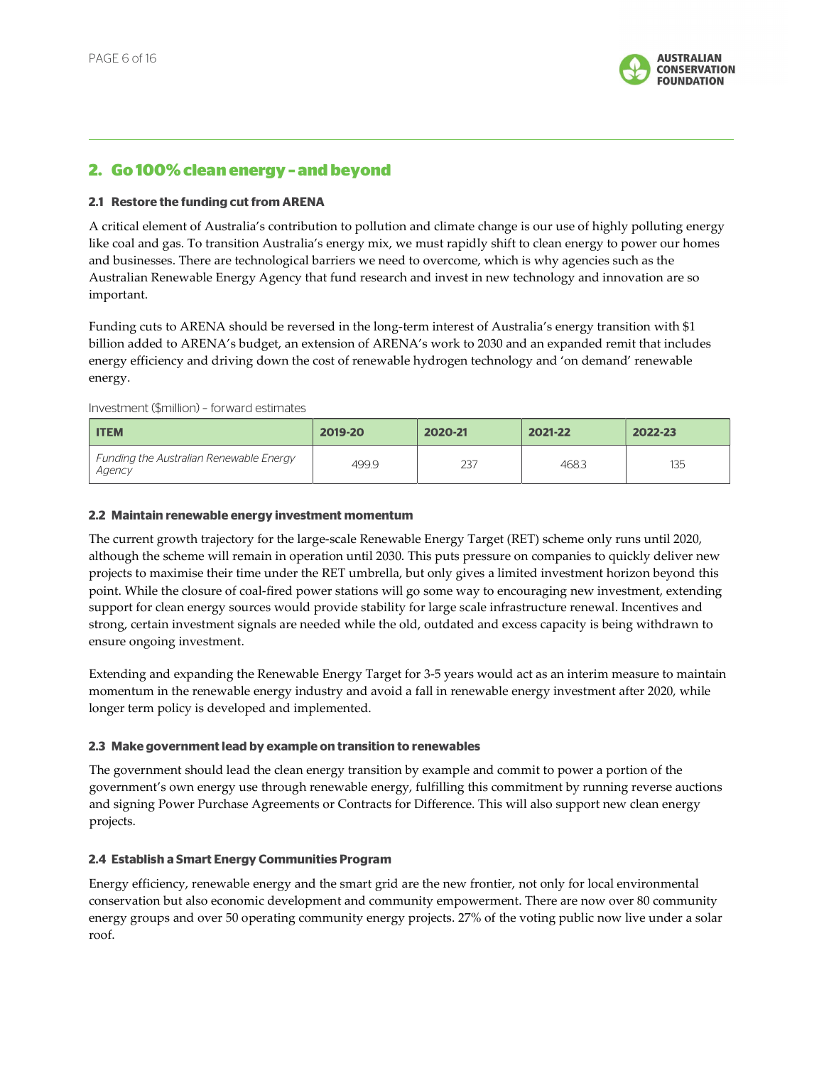## 2. Go 100% clean energy – and beyond

### 2.1 Restore the funding cut from ARENA

A critical element of Australia's contribution to pollution and climate change is our use of highly polluting energy like coal and gas. To transition Australia's energy mix, we must rapidly shift to clean energy to power our homes and businesses. There are technological barriers we need to overcome, which is why agencies such as the Australian Renewable Energy Agency that fund research and invest in new technology and innovation are so important.

Funding cuts to ARENA should be reversed in the long-term interest of Australia's energy transition with $1 billion added to ARENA's budget, an extension of ARENA's work to 2030 and an expanded remit that includes energy efficiency and driving down the cost of renewable hydrogen technology and 'on demand' renewable energy.

Investment ($million) – forward estimates

| ITEM | 2019-20 | 2020-21 | 2021-22 | 2022-23 |
|---|---|---|---|---|
| *Funding the Australian Renewable Energy Agency* | 499.9 | 237 | 468.3 | 135 |

### 2.2 Maintain renewable energy investment momentum

The current growth trajectory for the large-scale Renewable Energy Target (RET) scheme only runs until 2020, although the scheme will remain in operation until 2030. This puts pressure on companies to quickly deliver new projects to maximise their time under the RET umbrella, but only gives a limited investment horizon beyond this point. While the closure of coal-fired power stations will go some way to encouraging new investment, extending support for clean energy sources would provide stability for large scale infrastructure renewal. Incentives and strong, certain investment signals are needed while the old, outdated and excess capacity is being withdrawn to ensure ongoing investment.

Extending and expanding the Renewable Energy Target for 3-5 years would act as an interim measure to maintain momentum in the renewable energy industry and avoid a fall in renewable energy investment after 2020, while longer term policy is developed and implemented.

### 2.3 Make government lead by example on transition to renewables

The government should lead the clean energy transition by example and commit to power a portion of the government's own energy use through renewable energy, fulfilling this commitment by running reverse auctions and signing Power Purchase Agreements or Contracts for Difference. This will also support new clean energy projects.

### 2.4 Establish a Smart Energy Communities Program

Energy efficiency, renewable energy and the smart grid are the new frontier, not only for local environmental conservation but also economic development and community empowerment. There are now over 80 community energy groups and over 50 operating community energy projects. 27% of the voting public now live under a solar roof.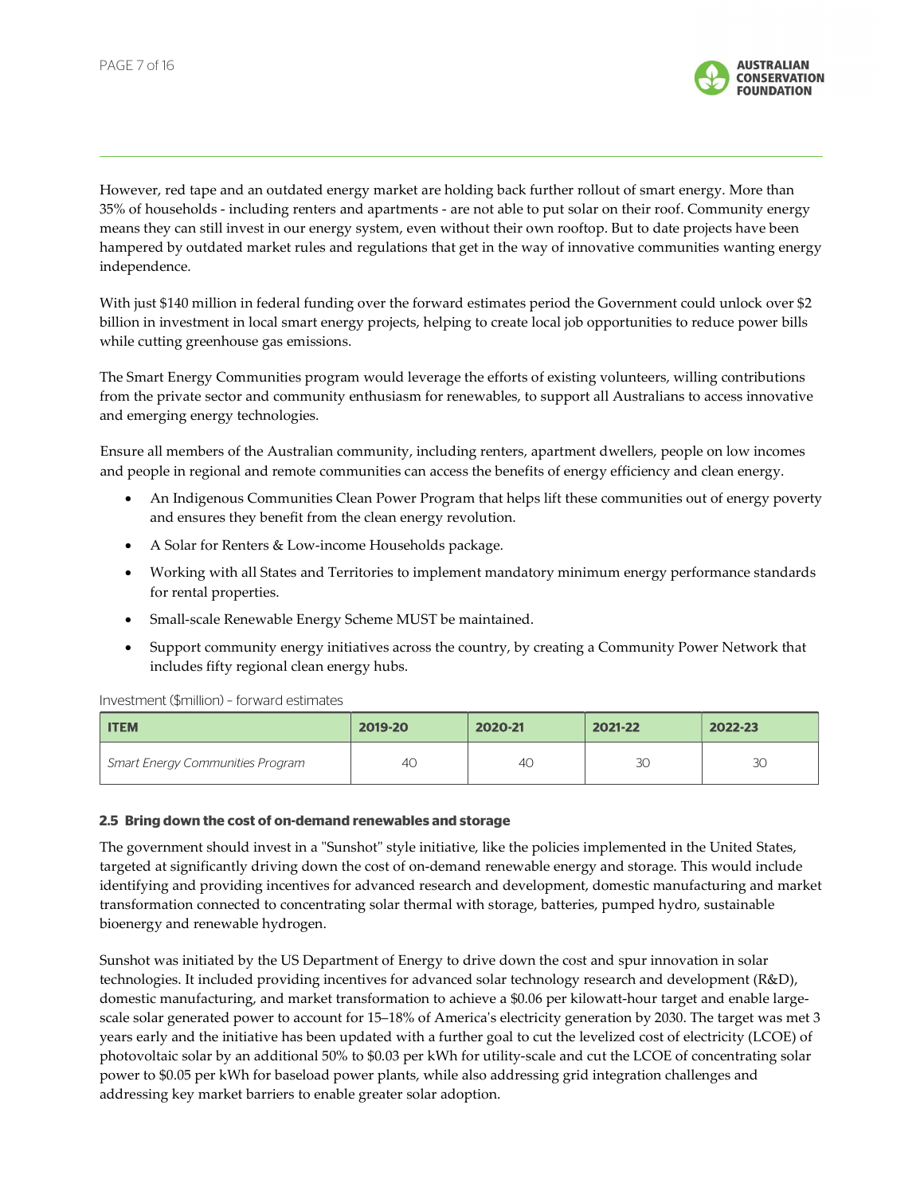However, red tape and an outdated energy market are holding back further rollout of smart energy. More than 35% of households - including renters and apartments - are not able to put solar on their roof. Community energy means they can still invest in our energy system, even without their own rooftop. But to date projects have been hampered by outdated market rules and regulations that get in the way of innovative communities wanting energy independence.

With just $140 million in federal funding over the forward estimates period the Government could unlock over $2 billion in investment in local smart energy projects, helping to create local job opportunities to reduce power bills while cutting greenhouse gas emissions.

The Smart Energy Communities program would leverage the efforts of existing volunteers, willing contributions from the private sector and community enthusiasm for renewables, to support all Australians to access innovative and emerging energy technologies.

Ensure all members of the Australian community, including renters, apartment dwellers, people on low incomes and people in regional and remote communities can access the benefits of energy efficiency and clean energy.

- An Indigenous Communities Clean Power Program that helps lift these communities out of energy poverty and ensures they benefit from the clean energy revolution.
- A Solar for Renters & Low-income Households package.
- Working with all States and Territories to implement mandatory minimum energy performance standards for rental properties.
- Small-scale Renewable Energy Scheme MUST be maintained.
- Support community energy initiatives across the country, by creating a Community Power Network that includes fifty regional clean energy hubs.

Investment ($million) - forward estimates

| ITEM | 2019-20 | 2020-21 | 2021-22 | 2022-23 |
|---|---|---|---|---|
| *Smart Energy Communities Program* | 40 | 40 | 30 | 30 |

### 2.5 Bring down the cost of on-demand renewables and storage

The government should invest in a "Sunshot" style initiative, like the policies implemented in the United States, targeted at significantly driving down the cost of on-demand renewable energy and storage. This would include identifying and providing incentives for advanced research and development, domestic manufacturing and market transformation connected to concentrating solar thermal with storage, batteries, pumped hydro, sustainable bioenergy and renewable hydrogen.

Sunshot was initiated by the US Department of Energy to drive down the cost and spur innovation in solar technologies. It included providing incentives for advanced solar technology research and development (R&D), domestic manufacturing, and market transformation to achieve a $0.06 per kilowatt-hour target and enable large-scale solar generated power to account for 15–18% of America's electricity generation by 2030. The target was met 3 years early and the initiative has been updated with a further goal to cut the levelized cost of electricity (LCOE) of photovoltaic solar by an additional 50% to $0.03 per kWh for utility-scale and cut the LCOE of concentrating solar power to $0.05 per kWh for baseload power plants, while also addressing grid integration challenges and addressing key market barriers to enable greater solar adoption.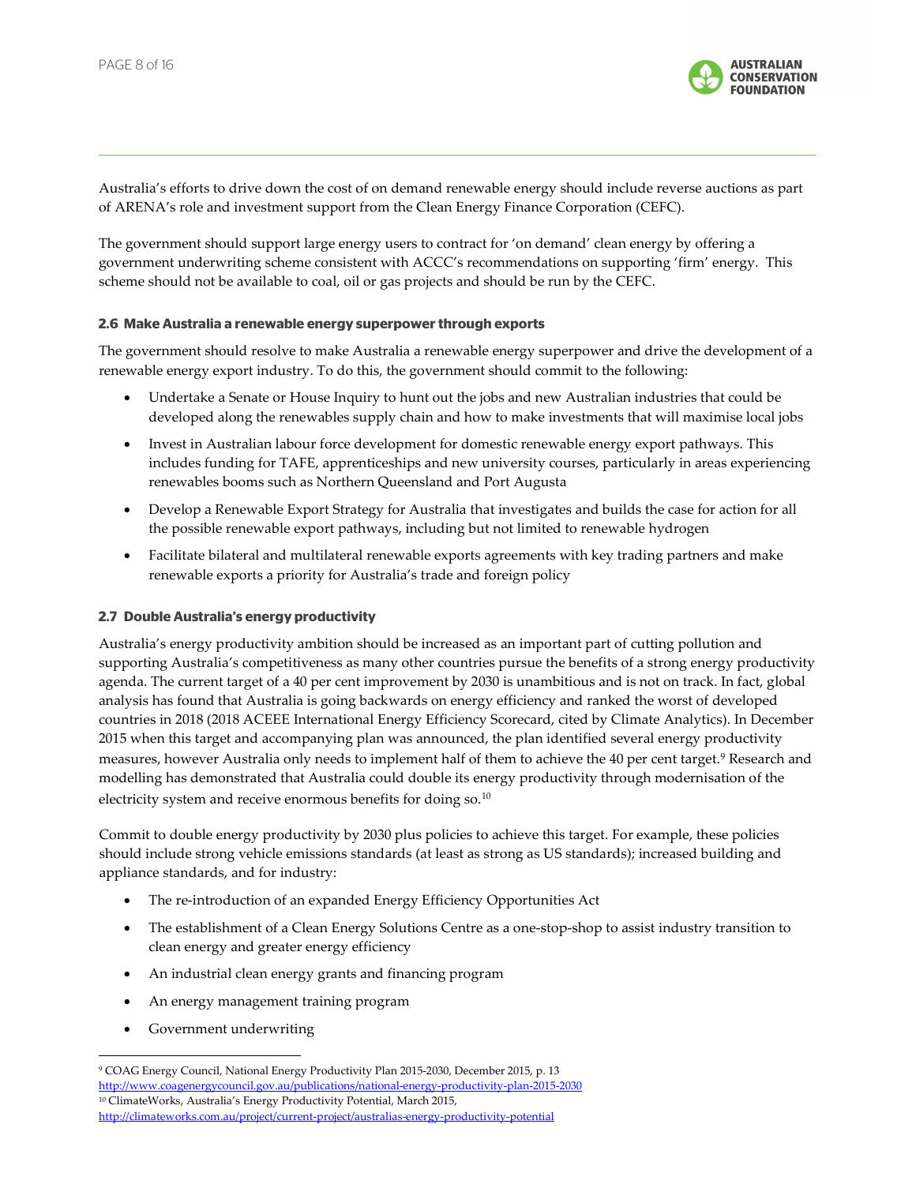Australia's efforts to drive down the cost of on demand renewable energy should include reverse auctions as part of ARENA's role and investment support from the Clean Energy Finance Corporation (CEFC).

The government should support large energy users to contract for 'on demand' clean energy by offering a government underwriting scheme consistent with ACCC's recommendations on supporting 'firm' energy. This scheme should not be available to coal, oil or gas projects and should be run by the CEFC.

### 2.6 Make Australia a renewable energy superpower through exports

The government should resolve to make Australia a renewable energy superpower and drive the development of a renewable energy export industry. To do this, the government should commit to the following:

- Undertake a Senate or House Inquiry to hunt out the jobs and new Australian industries that could be developed along the renewables supply chain and how to make investments that will maximise local jobs
- Invest in Australian labour force development for domestic renewable energy export pathways. This includes funding for TAFE, apprenticeships and new university courses, particularly in areas experiencing renewables booms such as Northern Queensland and Port Augusta
- Develop a Renewable Export Strategy for Australia that investigates and builds the case for action for all the possible renewable export pathways, including but not limited to renewable hydrogen
- Facilitate bilateral and multilateral renewable exports agreements with key trading partners and make renewable exports a priority for Australia's trade and foreign policy

### 2.7 Double Australia's energy productivity

Australia's energy productivity ambition should be increased as an important part of cutting pollution and supporting Australia's competitiveness as many other countries pursue the benefits of a strong energy productivity agenda. The current target of a 40 per cent improvement by 2030 is unambitious and is not on track. In fact, global analysis has found that Australia is going backwards on energy efficiency and ranked the worst of developed countries in 2018 (2018 ACEEE International Energy Efficiency Scorecard, cited by Climate Analytics). In December 2015 when this target and accompanying plan was announced, the plan identified several energy productivity measures, however Australia only needs to implement half of them to achieve the 40 per cent target.[9] Research and modelling has demonstrated that Australia could double its energy productivity through modernisation of the electricity system and receive enormous benefits for doing so.[10]

Commit to double energy productivity by 2030 plus policies to achieve this target. For example, these policies should include strong vehicle emissions standards (at least as strong as US standards); increased building and appliance standards, and for industry:

- The re-introduction of an expanded Energy Efficiency Opportunities Act
- The establishment of a Clean Energy Solutions Centre as a one-stop-shop to assist industry transition to clean energy and greater energy efficiency
- An industrial clean energy grants and financing program
- An energy management training program
- Government underwriting

---

[9] COAG Energy Council, National Energy Productivity Plan 2015-2030, December 2015, p. 13 http://www.coagenergycouncil.gov.au/publications/national-energy-productivity-plan-2015-2030

[10] ClimateWorks, Australia's Energy Productivity Potential, March 2015, http://climateworks.com.au/project/current-project/australias-energy-productivity-potential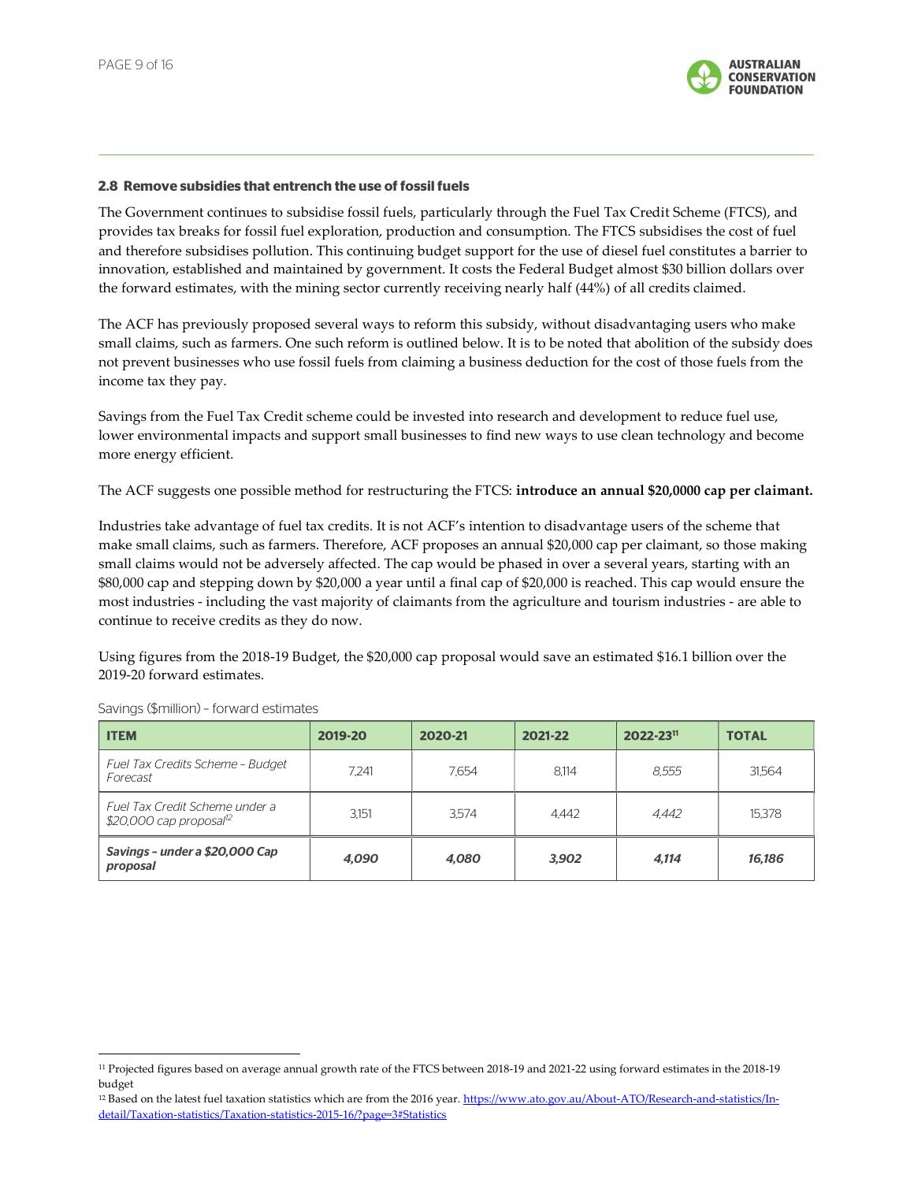### 2.8 Remove subsidies that entrench the use of fossil fuels

The Government continues to subsidise fossil fuels, particularly through the Fuel Tax Credit Scheme (FTCS), and provides tax breaks for fossil fuel exploration, production and consumption. The FTCS subsidises the cost of fuel and therefore subsidises pollution. This continuing budget support for the use of diesel fuel constitutes a barrier to innovation, established and maintained by government. It costs the Federal Budget almost $30 billion dollars over the forward estimates, with the mining sector currently receiving nearly half (44%) of all credits claimed.

The ACF has previously proposed several ways to reform this subsidy, without disadvantaging users who make small claims, such as farmers. One such reform is outlined below. It is to be noted that abolition of the subsidy does not prevent businesses who use fossil fuels from claiming a business deduction for the cost of those fuels from the income tax they pay.

Savings from the Fuel Tax Credit scheme could be invested into research and development to reduce fuel use, lower environmental impacts and support small businesses to find new ways to use clean technology and become more energy efficient.

The ACF suggests one possible method for restructuring the FTCS: **introduce an annual $20,0000 cap per claimant.**

Industries take advantage of fuel tax credits. It is not ACF's intention to disadvantage users of the scheme that make small claims, such as farmers. Therefore, ACF proposes an annual $20,000 cap per claimant, so those making small claims would not be adversely affected. The cap would be phased in over a several years, starting with an $80,000 cap and stepping down by $20,000 a year until a final cap of $20,000 is reached. This cap would ensure the most industries - including the vast majority of claimants from the agriculture and tourism industries - are able to continue to receive credits as they do now.

Using figures from the 2018-19 Budget, the $20,000 cap proposal would save an estimated $16.1 billion over the 2019-20 forward estimates.

Savings ($million) – forward estimates

| ITEM | 2019-20 | 2020-21 | 2021-22 | 2022-23[11] | TOTAL |
|---|---|---|---|---|---|
| *Fuel Tax Credits Scheme – Budget Forecast* | 7,241 | 7,654 | 8,114 | *8,555* | 31,564 |
| *Fuel Tax Credit Scheme under a $20,000 cap proposal*[12] | 3,151 | 3,574 | 4,442 | *4,442* | 15,378 |
| ***Savings – under a $20,000 Cap proposal*** | ***4,090*** | ***4,080*** | ***3,902*** | ***4,114*** | ***16,186*** |

[11] Projected figures based on average annual growth rate of the FTCS between 2018-19 and 2021-22 using forward estimates in the 2018-19 budget

[12] Based on the latest fuel taxation statistics which are from the 2016 year. https://www.ato.gov.au/About-ATO/Research-and-statistics/In-detail/Taxation-statistics/Taxation-statistics-2015-16/?page=3#Statistics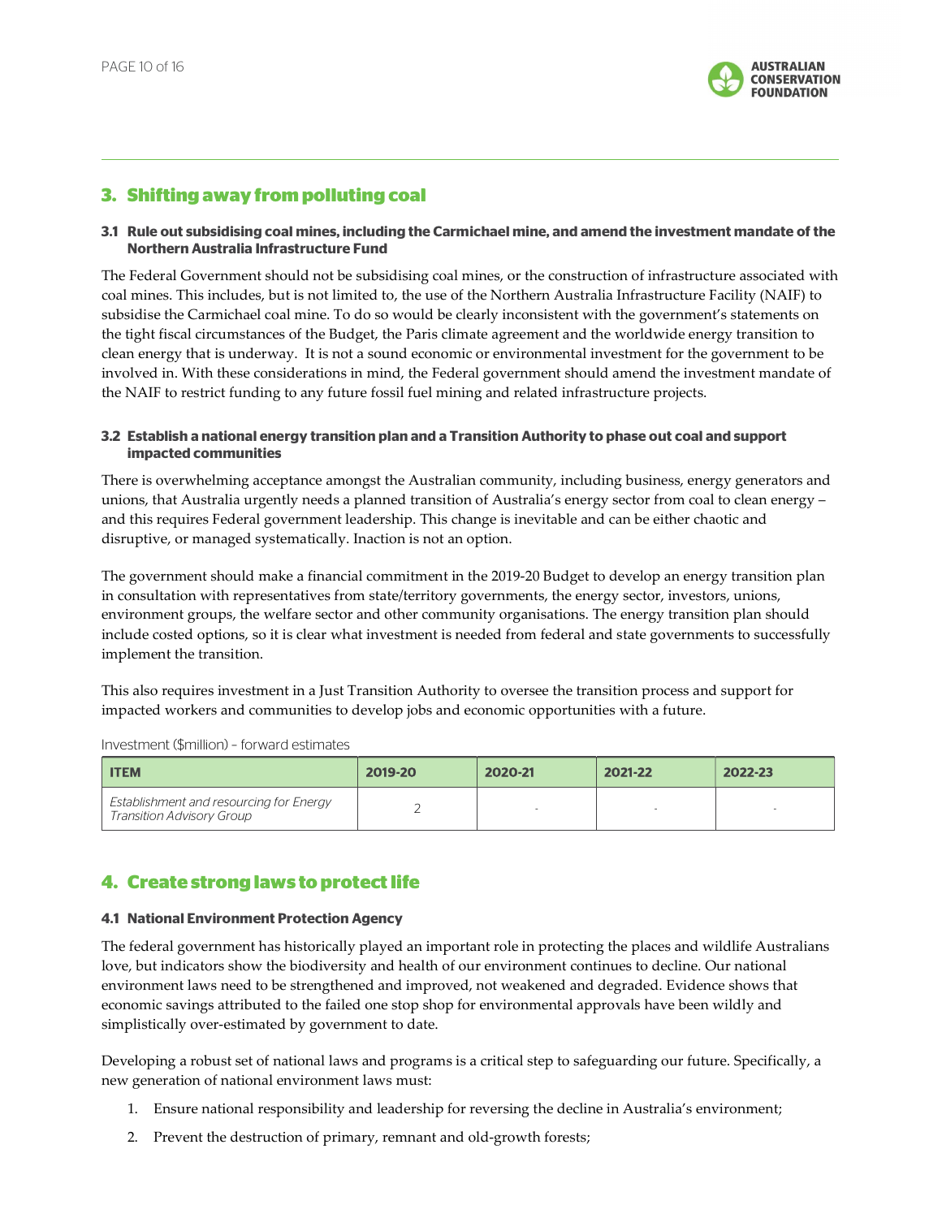## 3. Shifting away from polluting coal

### 3.1 Rule out subsidising coal mines, including the Carmichael mine, and amend the investment mandate of the Northern Australia Infrastructure Fund

The Federal Government should not be subsidising coal mines, or the construction of infrastructure associated with coal mines. This includes, but is not limited to, the use of the Northern Australia Infrastructure Facility (NAIF) to subsidise the Carmichael coal mine. To do so would be clearly inconsistent with the government's statements on the tight fiscal circumstances of the Budget, the Paris climate agreement and the worldwide energy transition to clean energy that is underway. It is not a sound economic or environmental investment for the government to be involved in. With these considerations in mind, the Federal government should amend the investment mandate of the NAIF to restrict funding to any future fossil fuel mining and related infrastructure projects.

### 3.2 Establish a national energy transition plan and a Transition Authority to phase out coal and support impacted communities

There is overwhelming acceptance amongst the Australian community, including business, energy generators and unions, that Australia urgently needs a planned transition of Australia's energy sector from coal to clean energy – and this requires Federal government leadership. This change is inevitable and can be either chaotic and disruptive, or managed systematically. Inaction is not an option.

The government should make a financial commitment in the 2019-20 Budget to develop an energy transition plan in consultation with representatives from state/territory governments, the energy sector, investors, unions, environment groups, the welfare sector and other community organisations. The energy transition plan should include costed options, so it is clear what investment is needed from federal and state governments to successfully implement the transition.

This also requires investment in a Just Transition Authority to oversee the transition process and support for impacted workers and communities to develop jobs and economic opportunities with a future.

Investment ($million) – forward estimates

| ITEM | 2019-20 | 2020-21 | 2021-22 | 2022-23 |
| --- | --- | --- | --- | --- |
| *Establishment and resourcing for Energy Transition Advisory Group* | 2 | - | - | - |

## 4. Create strong laws to protect life

### 4.1 National Environment Protection Agency

The federal government has historically played an important role in protecting the places and wildlife Australians love, but indicators show the biodiversity and health of our environment continues to decline. Our national environment laws need to be strengthened and improved, not weakened and degraded. Evidence shows that economic savings attributed to the failed one stop shop for environmental approvals have been wildly and simplistically over-estimated by government to date.

Developing a robust set of national laws and programs is a critical step to safeguarding our future. Specifically, a new generation of national environment laws must:

1. Ensure national responsibility and leadership for reversing the decline in Australia's environment;
2. Prevent the destruction of primary, remnant and old-growth forests;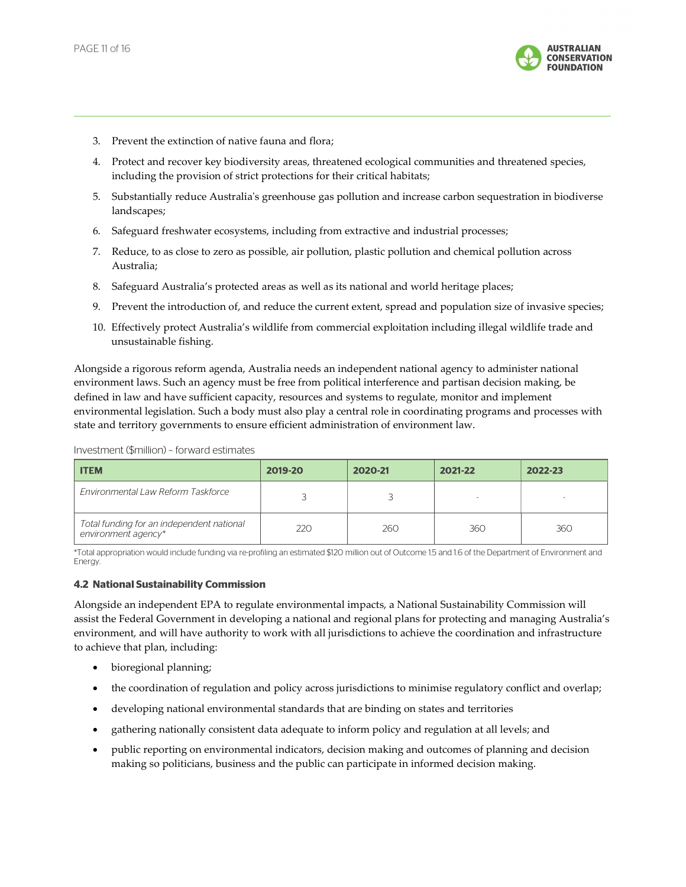3. Prevent the extinction of native fauna and flora;
4. Protect and recover key biodiversity areas, threatened ecological communities and threatened species, including the provision of strict protections for their critical habitats;
5. Substantially reduce Australia's greenhouse gas pollution and increase carbon sequestration in biodiverse landscapes;
6. Safeguard freshwater ecosystems, including from extractive and industrial processes;
7. Reduce, to as close to zero as possible, air pollution, plastic pollution and chemical pollution across Australia;
8. Safeguard Australia's protected areas as well as its national and world heritage places;
9. Prevent the introduction of, and reduce the current extent, spread and population size of invasive species;
10. Effectively protect Australia's wildlife from commercial exploitation including illegal wildlife trade and unsustainable fishing.

Alongside a rigorous reform agenda, Australia needs an independent national agency to administer national environment laws. Such an agency must be free from political interference and partisan decision making, be defined in law and have sufficient capacity, resources and systems to regulate, monitor and implement environmental legislation. Such a body must also play a central role in coordinating programs and processes with state and territory governments to ensure efficient administration of environment law.

Investment ($million) – forward estimates

| ITEM | 2019-20 | 2020-21 | 2021-22 | 2022-23 |
|---|---|---|---|---|
| *Environmental Law Reform Taskforce* | 3 | 3 | - | - |
| *Total funding for an independent national environment agency** | 220 | 260 | 360 | 360 |

*Total appropriation would include funding via re-profiling an estimated $120 million out of Outcome 1.5 and 1.6 of the Department of Environment and Energy.

#### 4.2 National Sustainability Commission

Alongside an independent EPA to regulate environmental impacts, a National Sustainability Commission will assist the Federal Government in developing a national and regional plans for protecting and managing Australia's environment, and will have authority to work with all jurisdictions to achieve the coordination and infrastructure to achieve that plan, including:

- bioregional planning;
- the coordination of regulation and policy across jurisdictions to minimise regulatory conflict and overlap;
- developing national environmental standards that are binding on states and territories
- gathering nationally consistent data adequate to inform policy and regulation at all levels; and
- public reporting on environmental indicators, decision making and outcomes of planning and decision making so politicians, business and the public can participate in informed decision making.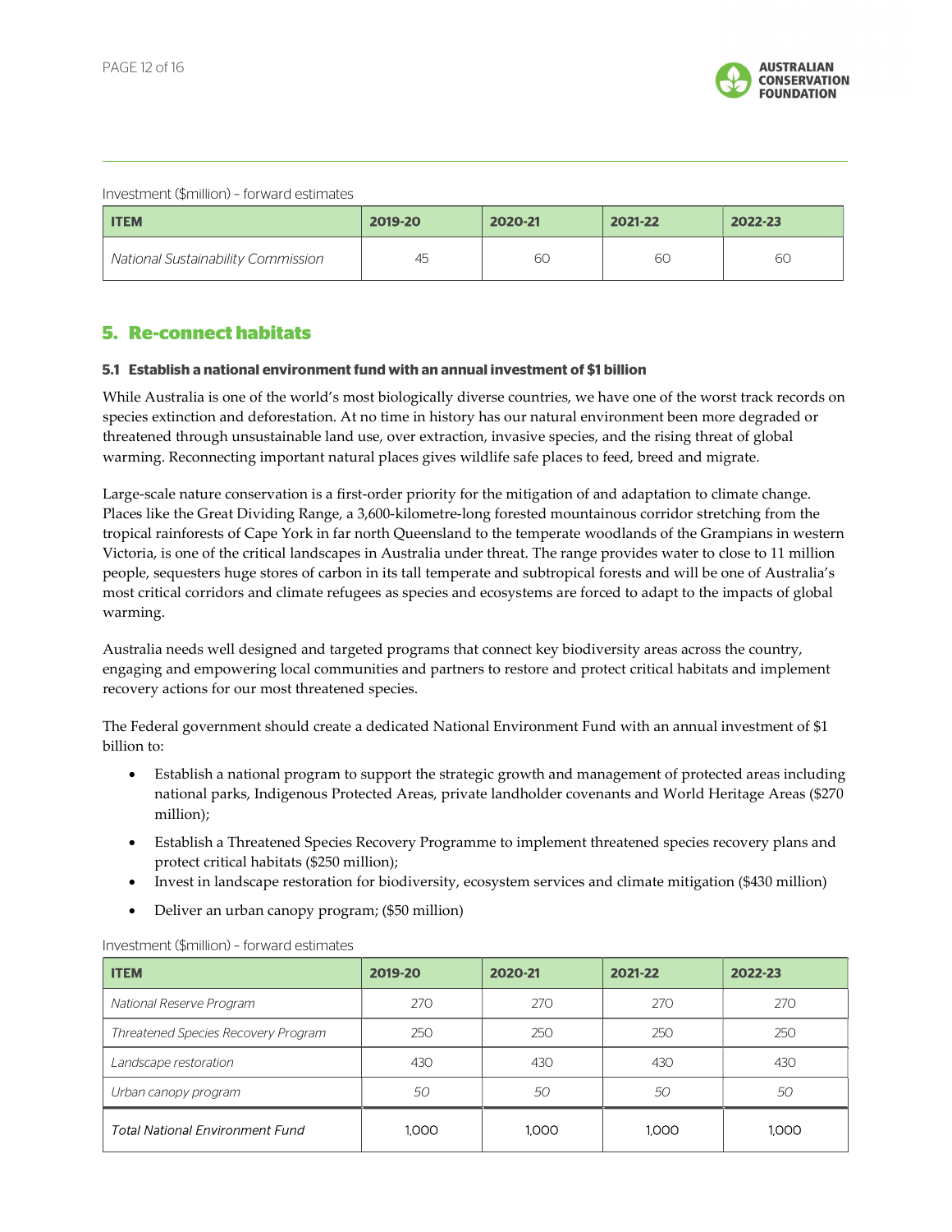Investment ($million) – forward estimates

| ITEM | 2019-20 | 2020-21 | 2021-22 | 2022-23 |
|---|---|---|---|---|
| *National Sustainability Commission* | 45 | 60 | 60 | 60 |

## 5. Re-connect habitats

### 5.1 Establish a national environment fund with an annual investment of $1 billion

While Australia is one of the world's most biologically diverse countries, we have one of the worst track records on species extinction and deforestation. At no time in history has our natural environment been more degraded or threatened through unsustainable land use, over extraction, invasive species, and the rising threat of global warming. Reconnecting important natural places gives wildlife safe places to feed, breed and migrate.

Large-scale nature conservation is a first-order priority for the mitigation of and adaptation to climate change. Places like the Great Dividing Range, a 3,600-kilometre-long forested mountainous corridor stretching from the tropical rainforests of Cape York in far north Queensland to the temperate woodlands of the Grampians in western Victoria, is one of the critical landscapes in Australia under threat. The range provides water to close to 11 million people, sequesters huge stores of carbon in its tall temperate and subtropical forests and will be one of Australia's most critical corridors and climate refugees as species and ecosystems are forced to adapt to the impacts of global warming.

Australia needs well designed and targeted programs that connect key biodiversity areas across the country, engaging and empowering local communities and partners to restore and protect critical habitats and implement recovery actions for our most threatened species.

The Federal government should create a dedicated National Environment Fund with an annual investment of $1 billion to:

- Establish a national program to support the strategic growth and management of protected areas including national parks, Indigenous Protected Areas, private landholder covenants and World Heritage Areas ($270 million);
- Establish a Threatened Species Recovery Programme to implement threatened species recovery plans and protect critical habitats ($250 million);
- Invest in landscape restoration for biodiversity, ecosystem services and climate mitigation ($430 million)
- Deliver an urban canopy program; ($50 million)

Investment ($million) – forward estimates

| ITEM | 2019-20 | 2020-21 | 2021-22 | 2022-23 |
|---|---|---|---|---|
| *National Reserve Program* | 270 | 270 | 270 | 270 |
| *Threatened Species Recovery Program* | 250 | 250 | 250 | 250 |
| *Landscape restoration* | 430 | 430 | 430 | 430 |
| *Urban canopy program* | *50* | *50* | *50* | *50* |
| *Total National Environment Fund* | 1,000 | 1,000 | 1,000 | 1,000 |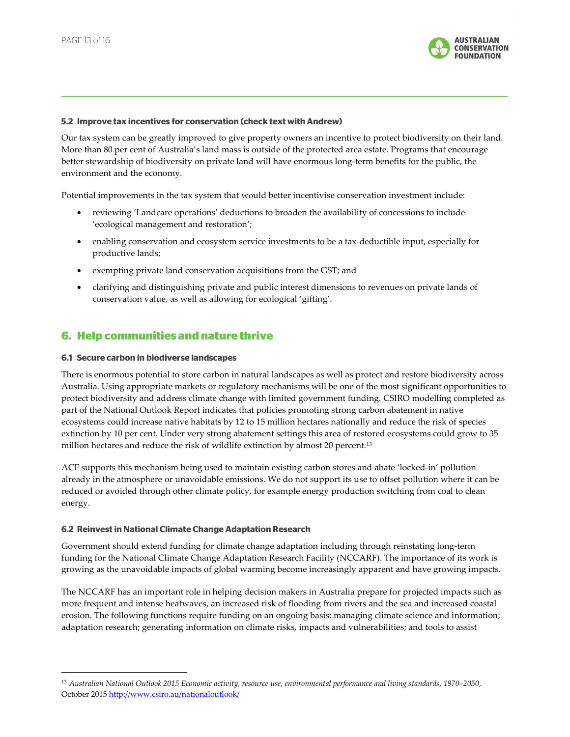### 5.2 Improve tax incentives for conservation (check text with Andrew)

Our tax system can be greatly improved to give property owners an incentive to protect biodiversity on their land. More than 80 per cent of Australia's land mass is outside of the protected area estate. Programs that encourage better stewardship of biodiversity on private land will have enormous long-term benefits for the public, the environment and the economy.

Potential improvements in the tax system that would better incentivise conservation investment include:

- reviewing 'Landcare operations' deductions to broaden the availability of concessions to include 'ecological management and restoration';
- enabling conservation and ecosystem service investments to be a tax-deductible input, especially for productive lands;
- exempting private land conservation acquisitions from the GST; and
- clarifying and distinguishing private and public interest dimensions to revenues on private lands of conservation value, as well as allowing for ecological 'gifting'.

## 6. Help communities and nature thrive

### 6.1 Secure carbon in biodiverse landscapes

There is enormous potential to store carbon in natural landscapes as well as protect and restore biodiversity across Australia. Using appropriate markets or regulatory mechanisms will be one of the most significant opportunities to protect biodiversity and address climate change with limited government funding. CSIRO modelling completed as part of the National Outlook Report indicates that policies promoting strong carbon abatement in native ecosystems could increase native habitats by 12 to 15 million hectares nationally and reduce the risk of species extinction by 10 per cent. Under very strong abatement settings this area of restored ecosystems could grow to 35 million hectares and reduce the risk of wildlife extinction by almost 20 percent.[13]

ACF supports this mechanism being used to maintain existing carbon stores and abate 'locked-in' pollution already in the atmosphere or unavoidable emissions. We do not support its use to offset pollution where it can be reduced or avoided through other climate policy, for example energy production switching from coal to clean energy.

### 6.2 Reinvest in National Climate Change Adaptation Research

Government should extend funding for climate change adaptation including through reinstating long-term funding for the National Climate Change Adaptation Research Facility (NCCARF). The importance of its work is growing as the unavoidable impacts of global warming become increasingly apparent and have growing impacts.

The NCCARF has an important role in helping decision makers in Australia prepare for projected impacts such as more frequent and intense heatwaves, an increased risk of flooding from rivers and the sea and increased coastal erosion. The following functions require funding on an ongoing basis: managing climate science and information; adaptation research; generating information on climate risks, impacts and vulnerabilities; and tools to assist

---

[13] *Australian National Outlook 2015 Economic activity, resource use, environmental performance and living standards, 1970–2050*, October 2015 http://www.csiro.au/nationaloutlook/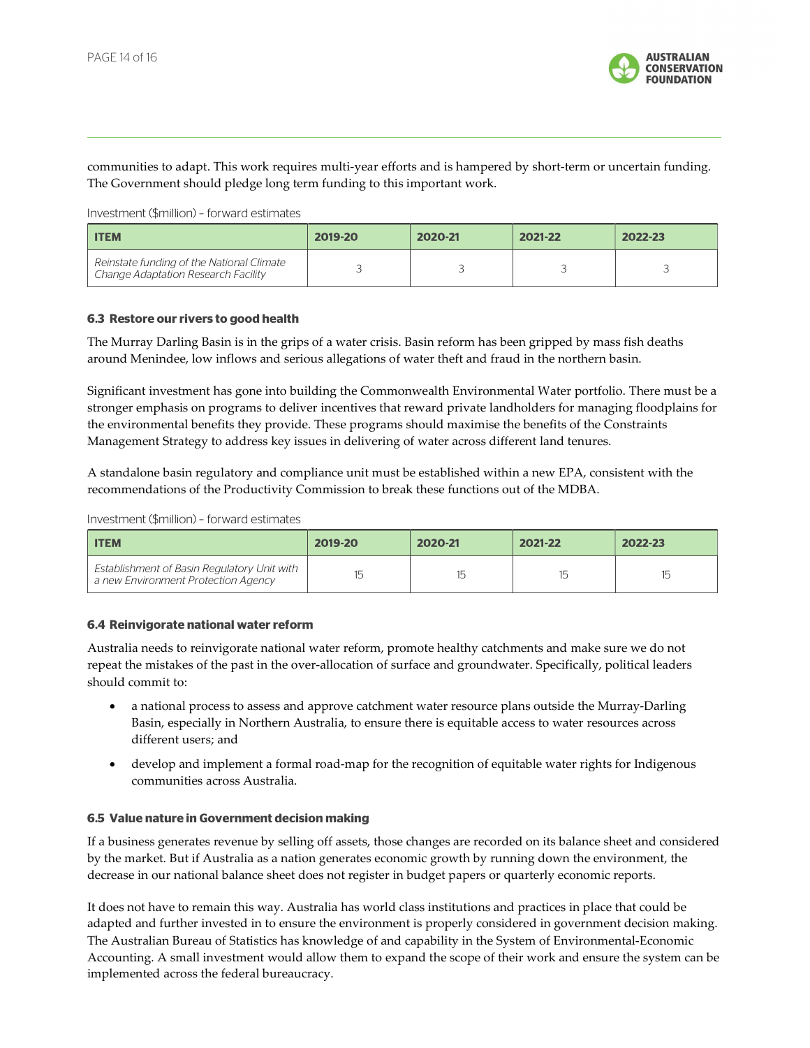communities to adapt. This work requires multi-year efforts and is hampered by short-term or uncertain funding. The Government should pledge long term funding to this important work.

Investment ($million) – forward estimates

| ITEM | 2019-20 | 2020-21 | 2021-22 | 2022-23 |
|---|---|---|---|---|
| *Reinstate funding of the National Climate Change Adaptation Research Facility* | 3 | 3 | 3 | 3 |

#### 6.3 Restore our rivers to good health

The Murray Darling Basin is in the grips of a water crisis. Basin reform has been gripped by mass fish deaths around Menindee, low inflows and serious allegations of water theft and fraud in the northern basin.

Significant investment has gone into building the Commonwealth Environmental Water portfolio. There must be a stronger emphasis on programs to deliver incentives that reward private landholders for managing floodplains for the environmental benefits they provide. These programs should maximise the benefits of the Constraints Management Strategy to address key issues in delivering of water across different land tenures.

A standalone basin regulatory and compliance unit must be established within a new EPA, consistent with the recommendations of the Productivity Commission to break these functions out of the MDBA.

Investment ($million) – forward estimates

| ITEM | 2019-20 | 2020-21 | 2021-22 | 2022-23 |
|---|---|---|---|---|
| *Establishment of Basin Regulatory Unit with a new Environment Protection Agency* | 15 | 15 | 15 | 15 |

#### 6.4 Reinvigorate national water reform

Australia needs to reinvigorate national water reform, promote healthy catchments and make sure we do not repeat the mistakes of the past in the over-allocation of surface and groundwater. Specifically, political leaders should commit to:

- a national process to assess and approve catchment water resource plans outside the Murray-Darling Basin, especially in Northern Australia, to ensure there is equitable access to water resources across different users; and
- develop and implement a formal road-map for the recognition of equitable water rights for Indigenous communities across Australia.

#### 6.5 Value nature in Government decision making

If a business generates revenue by selling off assets, those changes are recorded on its balance sheet and considered by the market. But if Australia as a nation generates economic growth by running down the environment, the decrease in our national balance sheet does not register in budget papers or quarterly economic reports.

It does not have to remain this way. Australia has world class institutions and practices in place that could be adapted and further invested in to ensure the environment is properly considered in government decision making. The Australian Bureau of Statistics has knowledge of and capability in the System of Environmental-Economic Accounting. A small investment would allow them to expand the scope of their work and ensure the system can be implemented across the federal bureaucracy.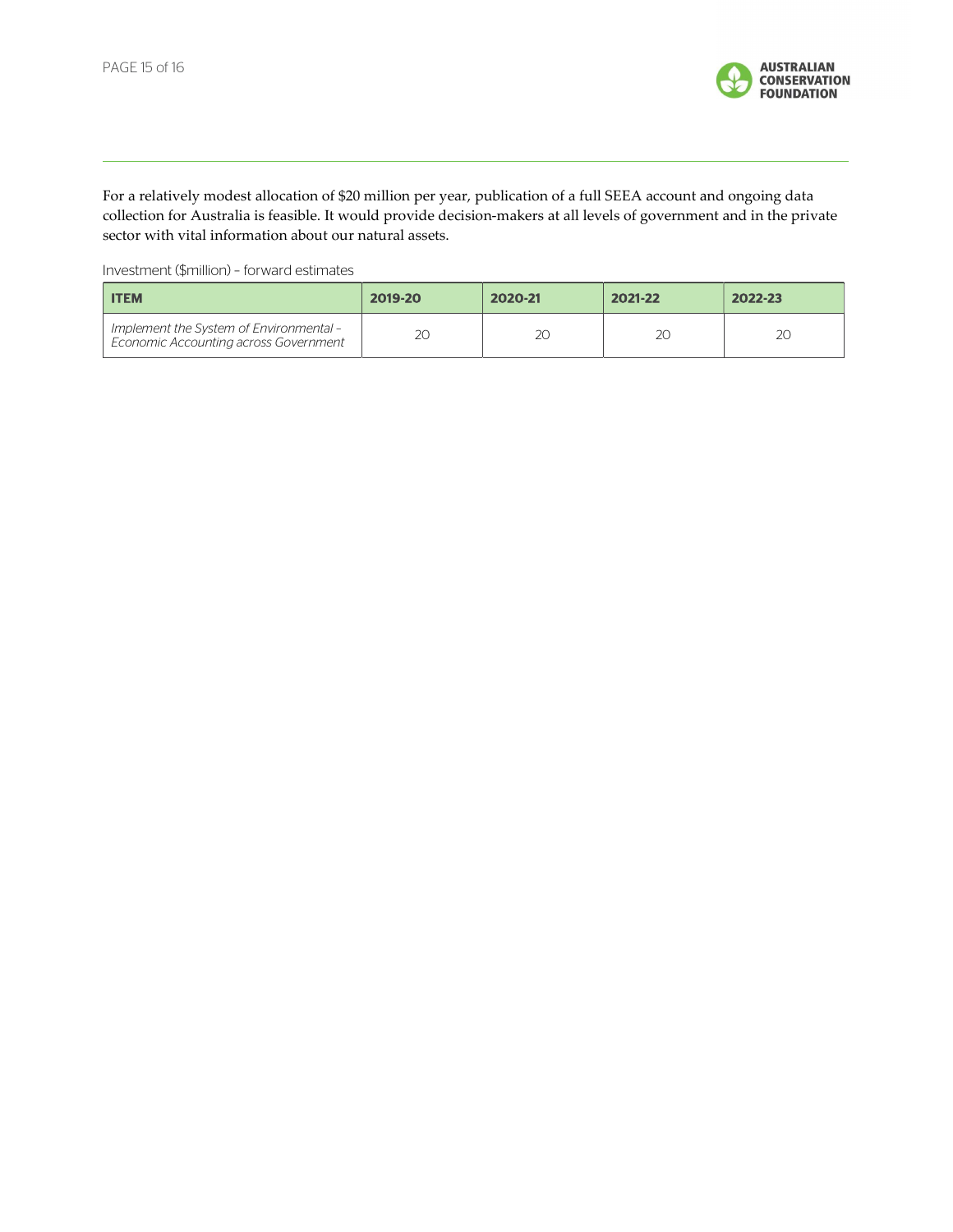For a relatively modest allocation of $20 million per year, publication of a full SEEA account and ongoing data collection for Australia is feasible. It would provide decision-makers at all levels of government and in the private sector with vital information about our natural assets.

Investment ($million) – forward estimates

| ITEM | 2019-20 | 2020-21 | 2021-22 | 2022-23 |
|---|---|---|---|---|
| *Implement the System of Environmental – Economic Accounting across Government* | 20 | 20 | 20 | 20 |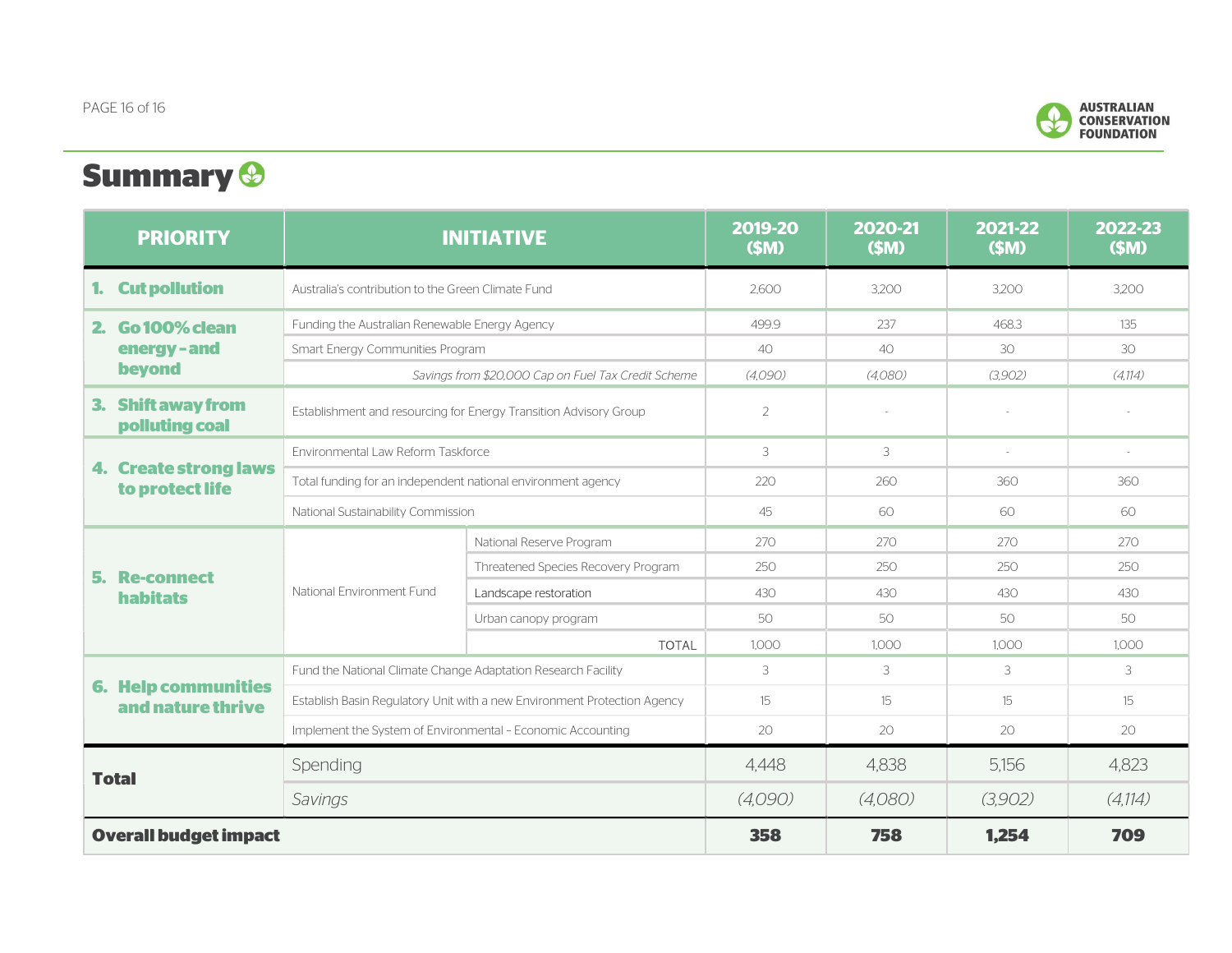# Summary

| PRIORITY | INITIATIVE | | 2019-20 ($M) | 2020-21 ($M) | 2021-22 ($M) | 2022-23 ($M) |
|---|---|---|---|---|---|---|
| **1. Cut pollution** | Australia's contribution to the Green Climate Fund | | 2,600 | 3,200 | 3,200 | 3,200 |
| **2. Go 100% clean energy – and beyond** | Funding the Australian Renewable Energy Agency | | 499.9 | 237 | 468.3 | 135 |
| | Smart Energy Communities Program | | 40 | 40 | 30 | 30 |
| | *Savings from $20,000 Cap on Fuel Tax Credit Scheme* | | *(4,090)* | *(4,080)* | *(3,902)* | *(4,114)* |
| **3. Shift away from polluting coal** | Establishment and resourcing for Energy Transition Advisory Group | | 2 | - | - | - |
| **4. Create strong laws to protect life** | Environmental Law Reform Taskforce | | 3 | 3 | - | - |
| | Total funding for an independent national environment agency | | 220 | 260 | 360 | 360 |
| | National Sustainability Commission | | 45 | 60 | 60 | 60 |
| **5. Re-connect habitats** | National Environment Fund | National Reserve Program | 270 | 270 | 270 | 270 |
| | | Threatened Species Recovery Program | 250 | 250 | 250 | 250 |
| | | Landscape restoration | 430 | 430 | 430 | 430 |
| | | Urban canopy program | 50 | 50 | 50 | 50 |
| | | TOTAL | 1,000 | 1,000 | 1,000 | 1,000 |
| **6. Help communities and nature thrive** | Fund the National Climate Change Adaptation Research Facility | | 3 | 3 | 3 | 3 |
| | Establish Basin Regulatory Unit with a new Environment Protection Agency | | 15 | 15 | 15 | 15 |
| | Implement the System of Environmental – Economic Accounting | | 20 | 20 | 20 | 20 |
| **Total** | Spending | | 4,448 | 4,838 | 5,156 | 4,823 |
| | *Savings* | | *(4,090)* | *(4,080)* | *(3,902)* | *(4,114)* |
| **Overall budget impact** | | | **358** | **758** | **1,254** | **709** |